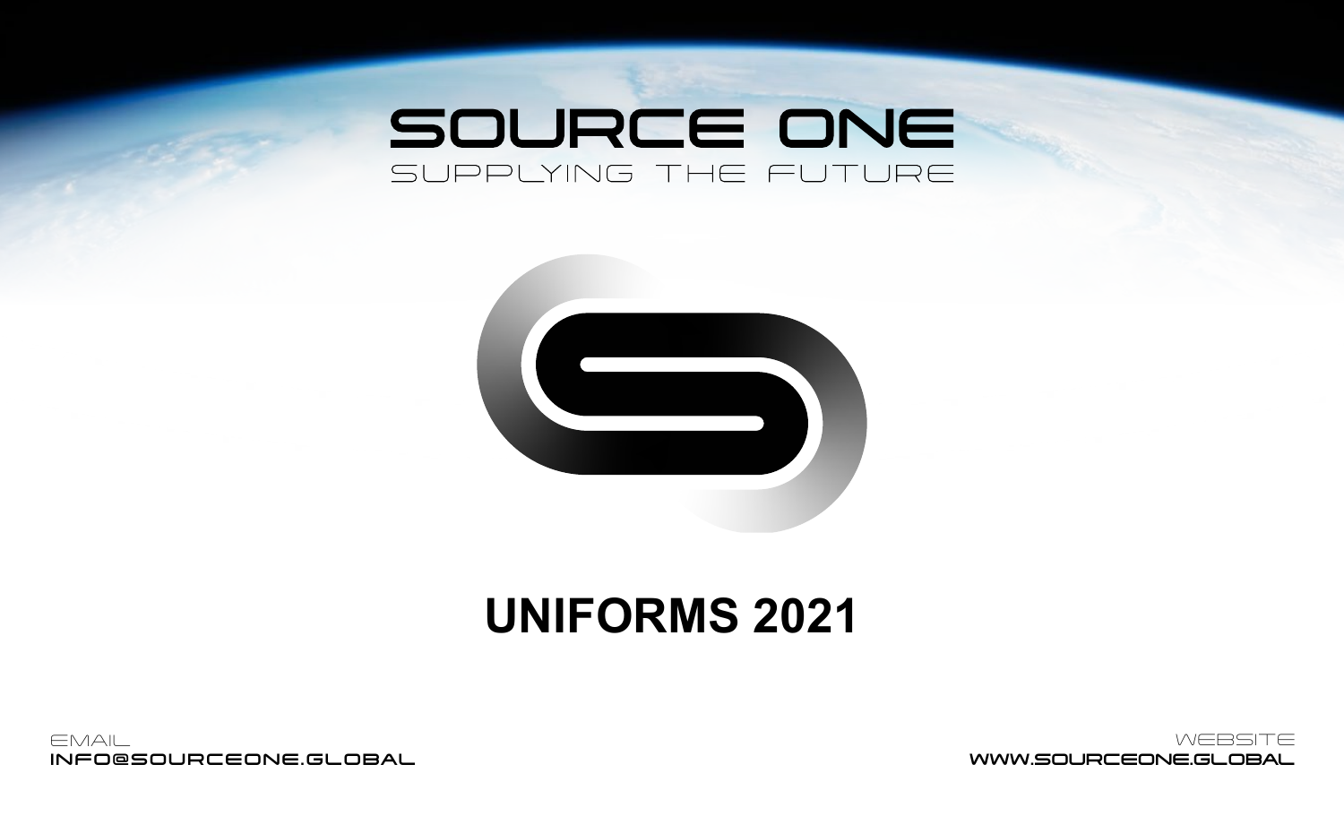# SOURCE ONE

SUPPLYING THE FUTURE

# UNIFORMS 2021

EMAIL
INFO@SOURCEONE.GLOBAL

WEBSITE
WWW.SOURCEONE.GLOBAL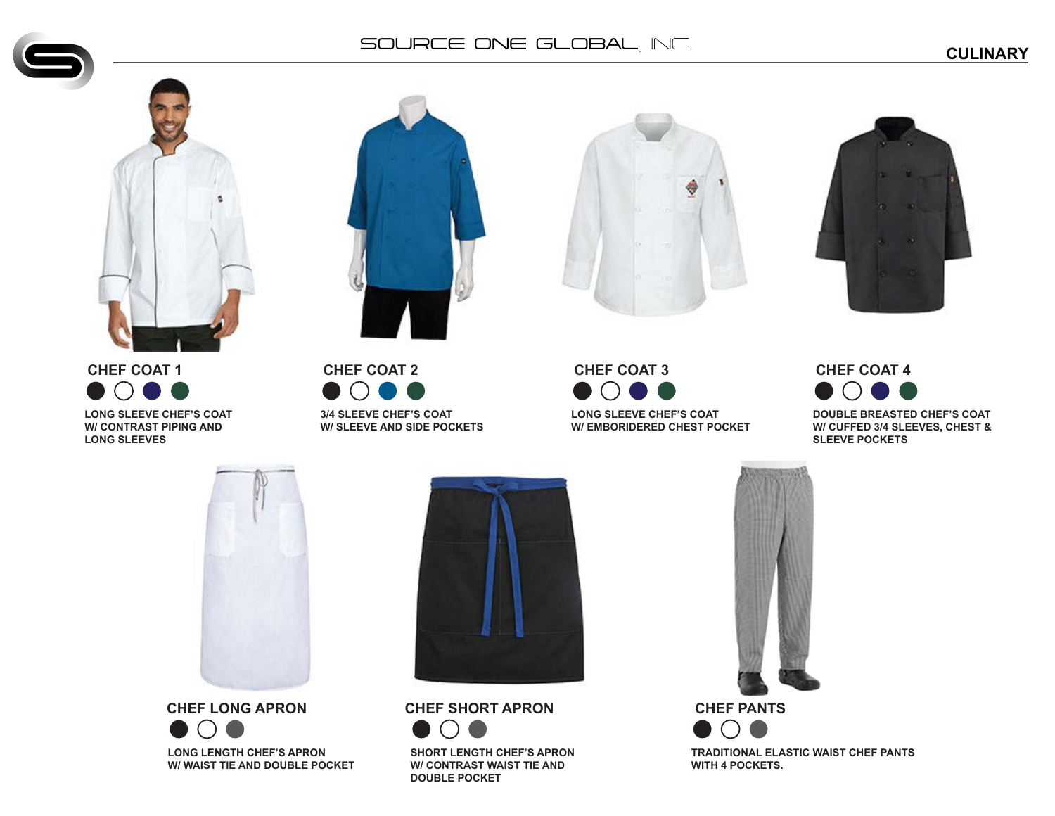## CULINARY

### CHEF COAT 1

LONG SLEEVE CHEF'S COAT
W/ CONTRAST PIPING AND
LONG SLEEVES

### CHEF COAT 2

3/4 SLEEVE CHEF'S COAT
W/ SLEEVE AND SIDE POCKETS

### CHEF COAT 3

LONG SLEEVE CHEF'S COAT
W/ EMBORIDERED CHEST POCKET

### CHEF COAT 4

DOUBLE BREASTED CHEF'S COAT
W/ CUFFED 3/4 SLEEVES, CHEST &
SLEEVE POCKETS

### CHEF LONG APRON

LONG LENGTH CHEF'S APRON
W/ WAIST TIE AND DOUBLE POCKET

### CHEF SHORT APRON

SHORT LENGTH CHEF'S APRON
W/ CONTRAST WAIST TIE AND
DOUBLE POCKET

### CHEF PANTS

TRADITIONAL ELASTIC WAIST CHEF PANTS
WITH 4 POCKETS.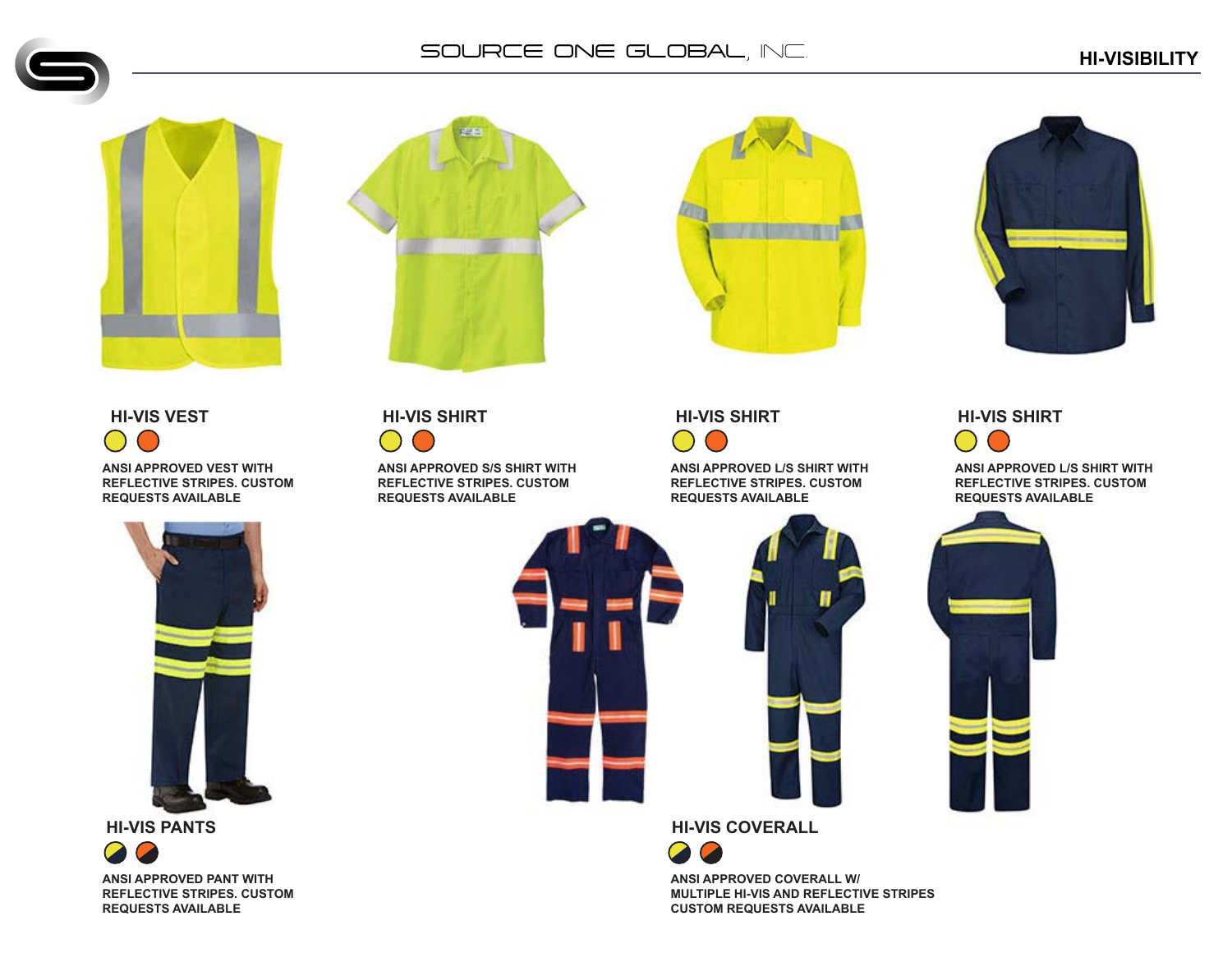## HI-VISIBILITY

### HI-VIS VEST

ANSI APPROVED VEST WITH REFLECTIVE STRIPES. CUSTOM REQUESTS AVAILABLE

### HI-VIS SHIRT

ANSI APPROVED S/S SHIRT WITH REFLECTIVE STRIPES. CUSTOM REQUESTS AVAILABLE

### HI-VIS SHIRT

ANSI APPROVED L/S SHIRT WITH REFLECTIVE STRIPES. CUSTOM REQUESTS AVAILABLE

### HI-VIS SHIRT

ANSI APPROVED L/S SHIRT WITH REFLECTIVE STRIPES. CUSTOM REQUESTS AVAILABLE

### HI-VIS PANTS

ANSI APPROVED PANT WITH REFLECTIVE STRIPES. CUSTOM REQUESTS AVAILABLE

### HI-VIS COVERALL

ANSI APPROVED COVERALL W/ MULTIPLE HI-VIS AND REFLECTIVE STRIPES CUSTOM REQUESTS AVAILABLE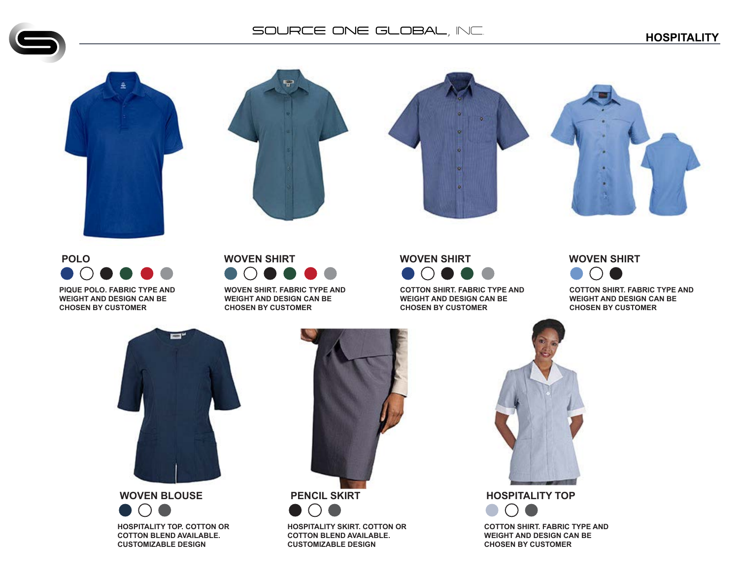# SOURCE ONE GLOBAL, INC.

## HOSPITALITY

### POLO

PIQUE POLO. FABRIC TYPE AND WEIGHT AND DESIGN CAN BE CHOSEN BY CUSTOMER

### WOVEN SHIRT

WOVEN SHIRT. FABRIC TYPE AND WEIGHT AND DESIGN CAN BE CHOSEN BY CUSTOMER

### WOVEN SHIRT

COTTON SHIRT. FABRIC TYPE AND WEIGHT AND DESIGN CAN BE CHOSEN BY CUSTOMER

### WOVEN SHIRT

COTTON SHIRT. FABRIC TYPE AND WEIGHT AND DESIGN CAN BE CHOSEN BY CUSTOMER

### WOVEN BLOUSE

HOSPITALITY TOP. COTTON OR COTTON BLEND AVAILABLE. CUSTOMIZABLE DESIGN

### PENCIL SKIRT

HOSPITALITY SKIRT. COTTON OR COTTON BLEND AVAILABLE. CUSTOMIZABLE DESIGN

### HOSPITALITY TOP

COTTON SHIRT. FABRIC TYPE AND WEIGHT AND DESIGN CAN BE CHOSEN BY CUSTOMER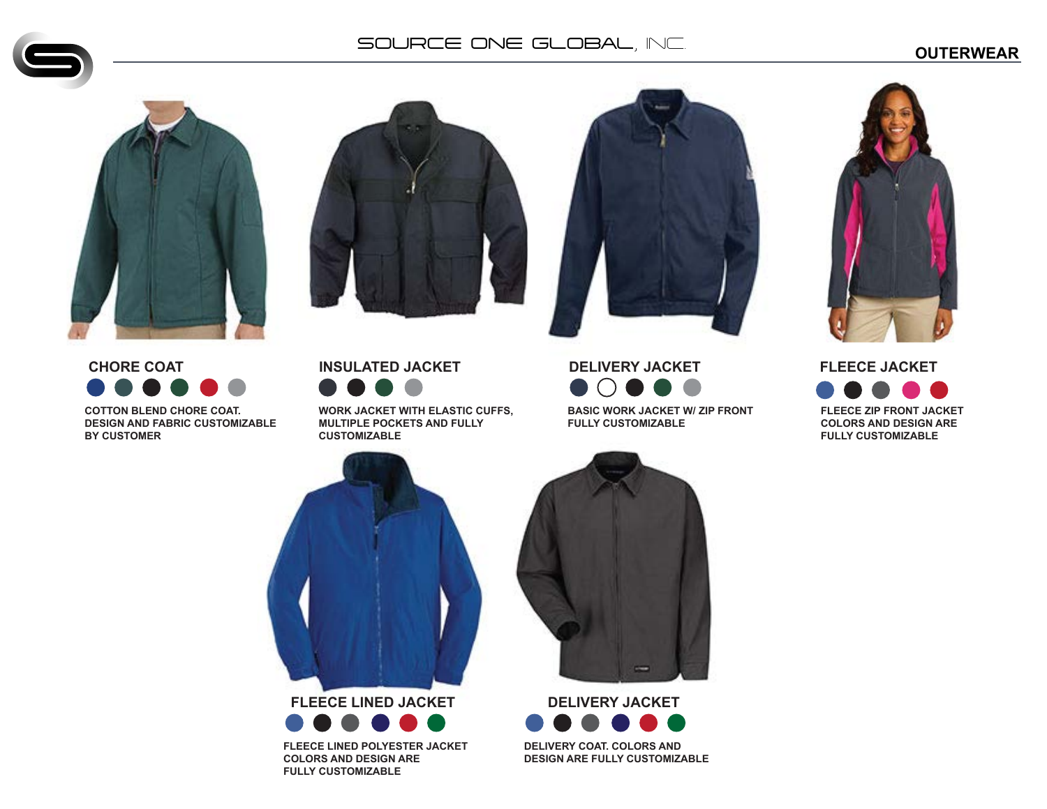# OUTERWEAR

## CHORE COAT

COTTON BLEND CHORE COAT. DESIGN AND FABRIC CUSTOMIZABLE BY CUSTOMER

## INSULATED JACKET

WORK JACKET WITH ELASTIC CUFFS, MULTIPLE POCKETS AND FULLY CUSTOMIZABLE

## DELIVERY JACKET

BASIC WORK JACKET W/ ZIP FRONT FULLY CUSTOMIZABLE

## FLEECE JACKET

FLEECE ZIP FRONT JACKET COLORS AND DESIGN ARE FULLY CUSTOMIZABLE

## FLEECE LINED JACKET

FLEECE LINED POLYESTER JACKET COLORS AND DESIGN ARE FULLY CUSTOMIZABLE

## DELIVERY JACKET

DELIVERY COAT. COLORS AND DESIGN ARE FULLY CUSTOMIZABLE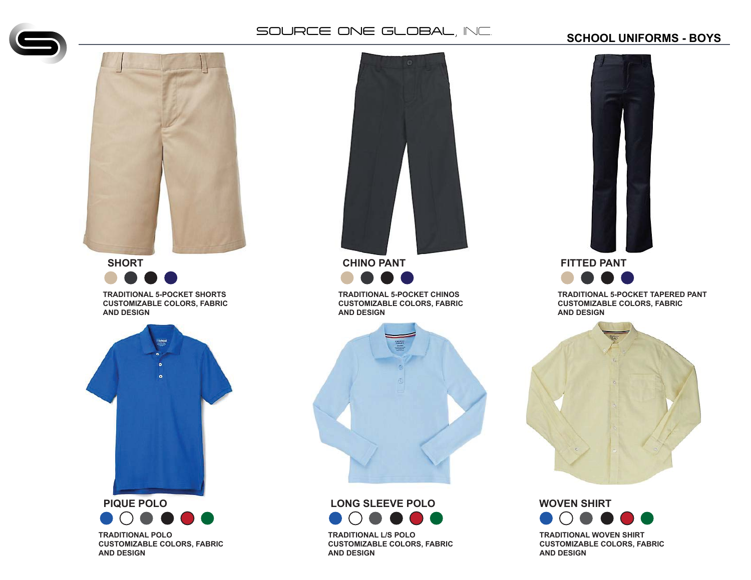SOURCE ONE GLOBAL, INC.

# SCHOOL UNIFORMS - BOYS

## SHORT

TRADITIONAL 5-POCKET SHORTS
CUSTOMIZABLE COLORS, FABRIC
AND DESIGN

## CHINO PANT

TRADITIONAL 5-POCKET CHINOS
CUSTOMIZABLE COLORS, FABRIC
AND DESIGN

## FITTED PANT

TRADITIONAL 5-POCKET TAPERED PANT
CUSTOMIZABLE COLORS, FABRIC
AND DESIGN

## PIQUE POLO

TRADITIONAL POLO
CUSTOMIZABLE COLORS, FABRIC
AND DESIGN

## LONG SLEEVE POLO

TRADITIONAL L/S POLO
CUSTOMIZABLE COLORS, FABRIC
AND DESIGN

## WOVEN SHIRT

TRADITIONAL WOVEN SHIRT
CUSTOMIZABLE COLORS, FABRIC
AND DESIGN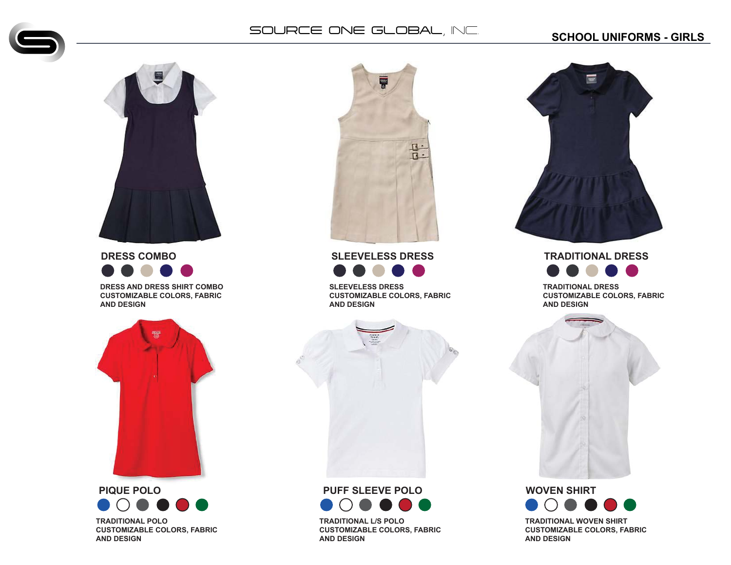# SCHOOL UNIFORMS - GIRLS

## DRESS COMBO

DRESS AND DRESS SHIRT COMBO
CUSTOMIZABLE COLORS, FABRIC AND DESIGN

## SLEEVELESS DRESS

SLEEVELESS DRESS
CUSTOMIZABLE COLORS, FABRIC AND DESIGN

## TRADITIONAL DRESS

TRADITIONAL DRESS
CUSTOMIZABLE COLORS, FABRIC AND DESIGN

## PIQUE POLO

TRADITIONAL POLO
CUSTOMIZABLE COLORS, FABRIC AND DESIGN

## PUFF SLEEVE POLO

TRADITIONAL L/S POLO
CUSTOMIZABLE COLORS, FABRIC AND DESIGN

## WOVEN SHIRT

TRADITIONAL WOVEN SHIRT
CUSTOMIZABLE COLORS, FABRIC AND DESIGN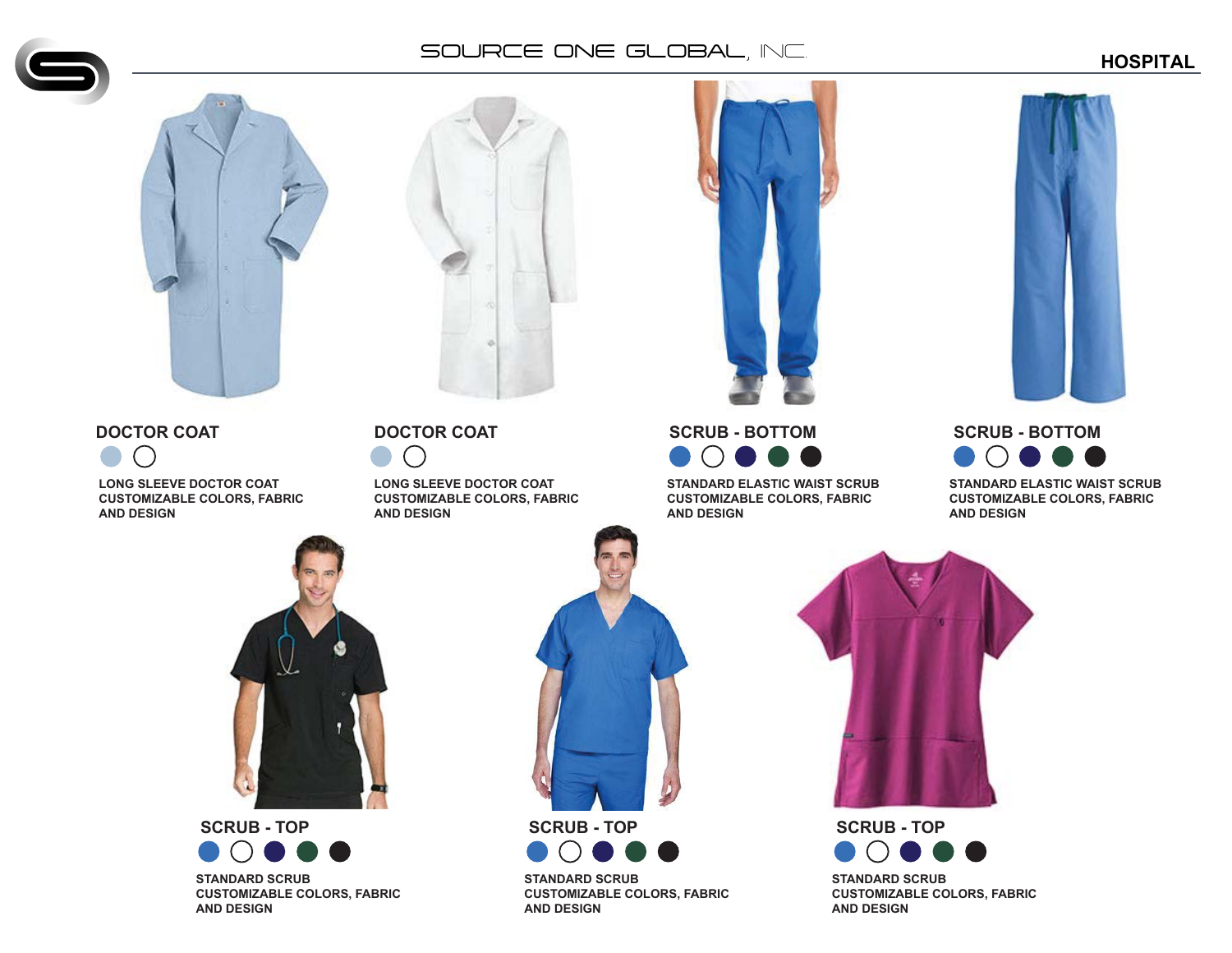# HOSPITAL

### DOCTOR COAT

LONG SLEEVE DOCTOR COAT
CUSTOMIZABLE COLORS, FABRIC
AND DESIGN

### DOCTOR COAT

LONG SLEEVE DOCTOR COAT
CUSTOMIZABLE COLORS, FABRIC
AND DESIGN

### SCRUB - BOTTOM

STANDARD ELASTIC WAIST SCRUB
CUSTOMIZABLE COLORS, FABRIC
AND DESIGN

### SCRUB - BOTTOM

STANDARD ELASTIC WAIST SCRUB
CUSTOMIZABLE COLORS, FABRIC
AND DESIGN

### SCRUB - TOP

STANDARD SCRUB
CUSTOMIZABLE COLORS, FABRIC
AND DESIGN

### SCRUB - TOP

STANDARD SCRUB
CUSTOMIZABLE COLORS, FABRIC
AND DESIGN

### SCRUB - TOP

STANDARD SCRUB
CUSTOMIZABLE COLORS, FABRIC
AND DESIGN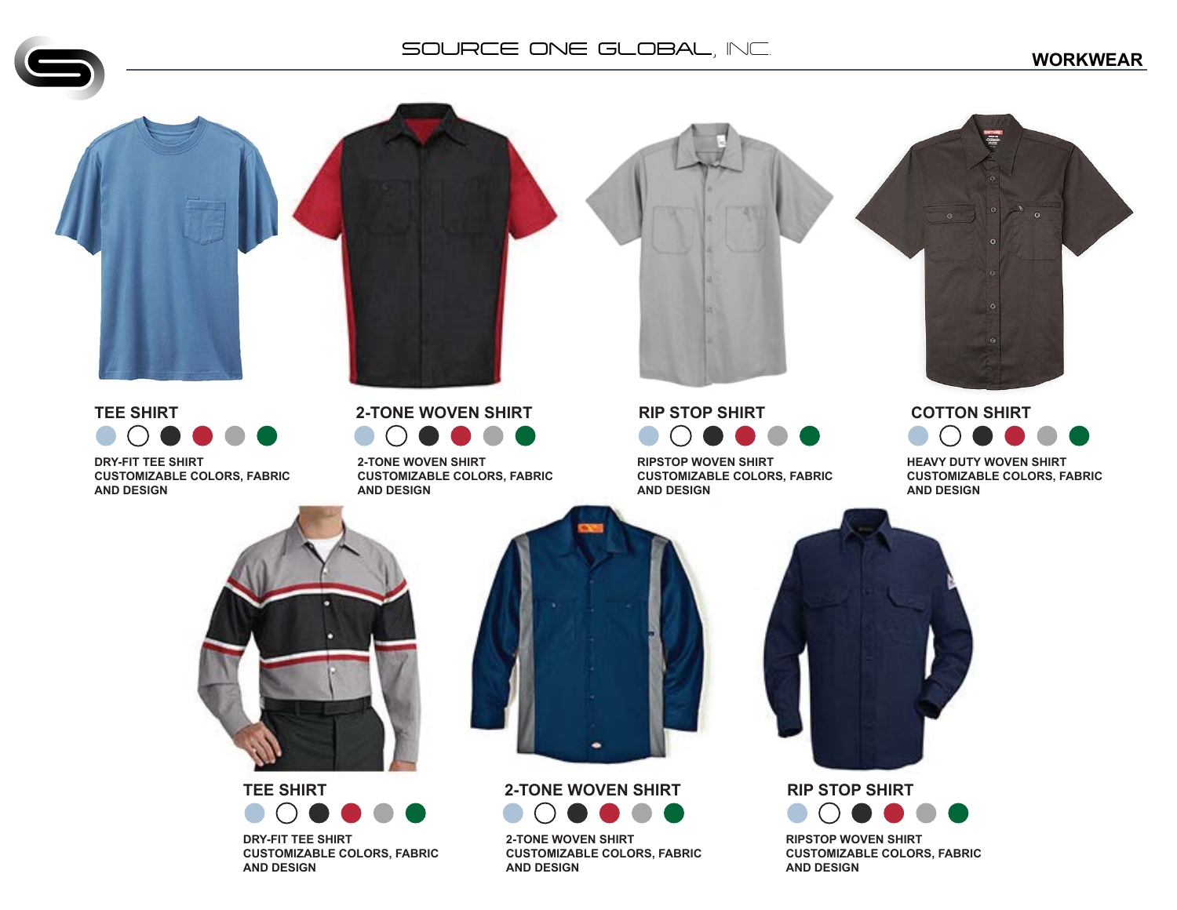## WORKWEAR

### TEE SHIRT

DRY-FIT TEE SHIRT
CUSTOMIZABLE COLORS, FABRIC AND DESIGN

### 2-TONE WOVEN SHIRT

2-TONE WOVEN SHIRT
CUSTOMIZABLE COLORS, FABRIC AND DESIGN

### RIP STOP SHIRT

RIPSTOP WOVEN SHIRT
CUSTOMIZABLE COLORS, FABRIC AND DESIGN

### COTTON SHIRT

HEAVY DUTY WOVEN SHIRT
CUSTOMIZABLE COLORS, FABRIC AND DESIGN

### TEE SHIRT

DRY-FIT TEE SHIRT
CUSTOMIZABLE COLORS, FABRIC AND DESIGN

### 2-TONE WOVEN SHIRT

2-TONE WOVEN SHIRT
CUSTOMIZABLE COLORS, FABRIC AND DESIGN

### RIP STOP SHIRT

RIPSTOP WOVEN SHIRT
CUSTOMIZABLE COLORS, FABRIC AND DESIGN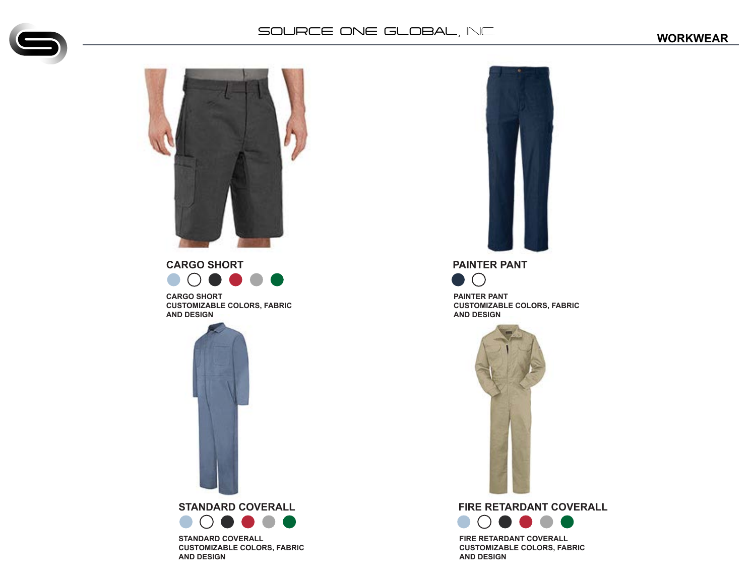## CARGO SHORT

CARGO SHORT
CUSTOMIZABLE COLORS, FABRIC
AND DESIGN

## PAINTER PANT

PAINTER PANT
CUSTOMIZABLE COLORS, FABRIC
AND DESIGN

## STANDARD COVERALL

STANDARD COVERALL
CUSTOMIZABLE COLORS, FABRIC
AND DESIGN

## FIRE RETARDANT COVERALL

FIRE RETARDANT COVERALL
CUSTOMIZABLE COLORS, FABRIC
AND DESIGN